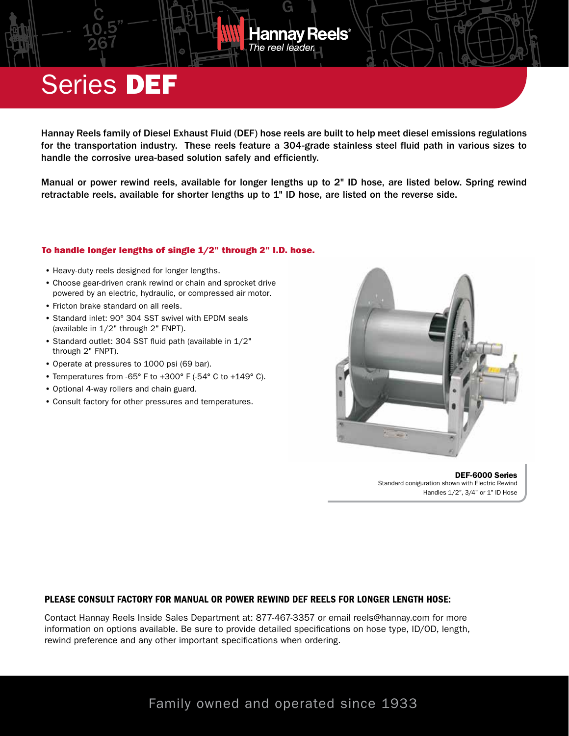Hannay Reels
*The reel leader.*

# Series **DEF**

Hannay Reels family of Diesel Exhaust Fluid (DEF) hose reels are built to help meet diesel emissions regulations for the transportation industry. These reels feature a 304-grade stainless steel fluid path in various sizes to handle the corrosive urea-based solution safely and efficiently.

Manual or power rewind reels, available for longer lengths up to 2" ID hose, are listed below. Spring rewind retractable reels, available for shorter lengths up to 1" ID hose, are listed on the reverse side.

### To handle longer lengths of single 1/2" through 2" I.D. hose.

- Heavy-duty reels designed for longer lengths.
- Choose gear-driven crank rewind or chain and sprocket drive powered by an electric, hydraulic, or compressed air motor.
- Fricton brake standard on all reels.
- Standard inlet: 90° 304 SST swivel with EPDM seals (available in 1/2" through 2" FNPT).
- Standard outlet: 304 SST fluid path (available in 1/2" through 2" FNPT).
- Operate at pressures to 1000 psi (69 bar).
- Temperatures from -65° F to +300° F (-54° C to +149° C).
- Optional 4-way rollers and chain guard.
- Consult factory for other pressures and temperatures.

**DEF-6000 Series**
Standard coniguration shown with Electric Rewind
Handles 1/2", 3/4" or 1" ID Hose

### PLEASE CONSULT FACTORY FOR MANUAL OR POWER REWIND DEF REELS FOR LONGER LENGTH HOSE:

Contact Hannay Reels Inside Sales Department at: 877-467-3357 or email reels@hannay.com for more information on options available. Be sure to provide detailed specifications on hose type, ID/OD, length, rewind preference and any other important specifications when ordering.

Family owned and operated since 1933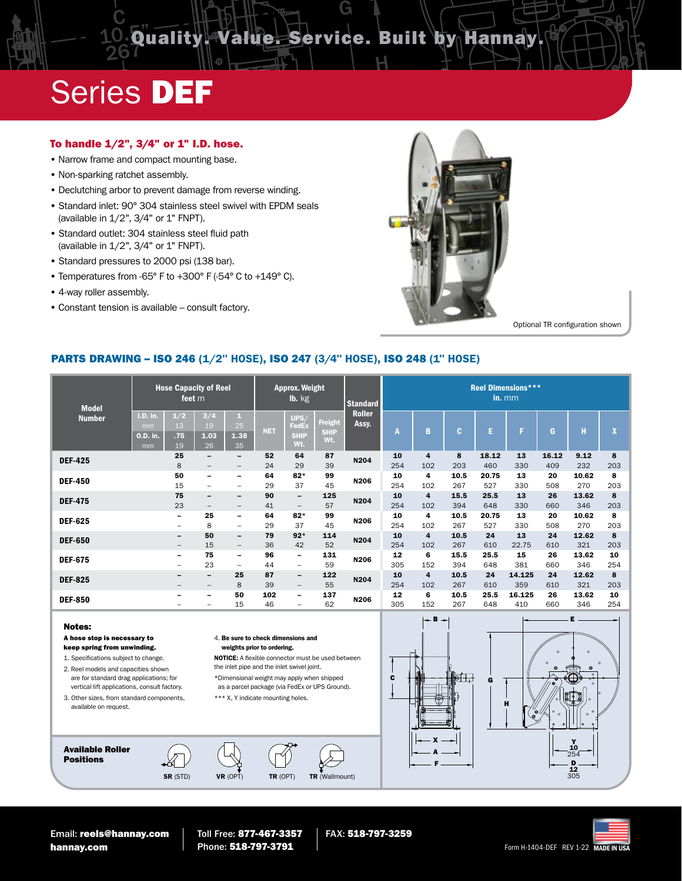# Series DEF

**To handle 1/2", 3/4" or 1" I.D. hose.**

- Narrow frame and compact mounting base.
- Non-sparking ratchet assembly.
- Declutching arbor to prevent damage from reverse winding.
- Standard inlet: 90° 304 stainless steel swivel with EPDM seals (available in 1/2", 3/4" or 1" FNPT).
- Standard outlet: 304 stainless steel fluid path (available in 1/2", 3/4" or 1" FNPT).
- Standard pressures to 2000 psi (138 bar).
- Temperatures from -65° F to +300° F (-54° C to +149° C).
- 4-way roller assembly.
- Constant tension is available – consult factory.

Optional TR configuration shown

## PARTS DRAWING – ISO 246 (1/2" HOSE), ISO 247 (3/4" HOSE), ISO 248 (1" HOSE)

| Model Number | Hose Capacity of Reel feet m | | | Approx. Weight lb. kg | | | Standard Roller Assy. | Reel Dimensions*** in. mm | | | | | | | |
|---|---|---|---|---|---|---|---|---|---|---|---|---|---|---|---|
| I.D. in. / mm — O.D. in. / mm | 1/2 13 — .75 19 | 3/4 19 — 1.03 26 | 1 25 — 1.38 35 | NET | UPS/ FedEx SHIP Wt. | Freight SHIP Wt. | | A | B | C | E | F | G | H | X |
| DEF-425 | 25 / 8 | – / – | – / – | 52 / 24 | 64 / 29 | 87 / 39 | N204 | 10 / 254 | 4 / 102 | 8 / 203 | 18.12 / 460 | 13 / 330 | 16.12 / 409 | 9.12 / 232 | 8 / 203 |
| DEF-450 | 50 / 15 | – / – | – / – | 64 / 29 | 82* / 37 | 99 / 45 | N206 | 10 / 254 | 4 / 102 | 10.5 / 267 | 20.75 / 527 | 13 / 330 | 20 / 508 | 10.62 / 270 | 8 / 203 |
| DEF-475 | 75 / 23 | – / – | – / – | 90 / 41 | – / – | 125 / 57 | N204 | 10 / 254 | 4 / 102 | 15.5 / 394 | 25.5 / 648 | 13 / 330 | 26 / 660 | 13.62 / 346 | 8 / 203 |
| DEF-625 | – / – | 25 / 8 | – / – | 64 / 29 | 82* / 37 | 99 / 45 | N206 | 10 / 254 | 4 / 102 | 10.5 / 267 | 20.75 / 527 | 13 / 330 | 20 / 508 | 10.62 / 270 | 8 / 203 |
| DEF-650 | – / – | 50 / 15 | – / – | 79 / 36 | 92* / 42 | 114 / 52 | N204 | 10 / 254 | 4 / 102 | 10.5 / 267 | 24 / 610 | 13 / 22.75 | 24 / 610 | 12.62 / 321 | 8 / 203 |
| DEF-675 | – / – | 75 / 23 | – / – | 96 / 44 | – / – | 131 / 59 | N206 | 12 / 305 | 6 / 152 | 15.5 / 394 | 25.5 / 648 | 15 / 381 | 26 / 660 | 13.62 / 346 | 10 / 254 |
| DEF-825 | – / – | – / – | 25 / 8 | 87 / 39 | – / – | 122 / 55 | N204 | 10 / 254 | 4 / 102 | 10.5 / 267 | 24 / 610 | 14.125 / 359 | 24 / 610 | 12.62 / 321 | 8 / 203 |
| DEF-850 | – / – | – / – | 50 / 15 | 102 / 46 | – / – | 137 / 62 | N206 | 12 / 305 | 6 / 152 | 10.5 / 267 | 25.5 / 648 | 16.125 / 410 | 26 / 660 | 13.62 / 346 | 10 / 254 |

### Notes:

**A hose stop is necessary to keep spring from unwinding.**

1. Specifications subject to change.
2. Reel models and capacities shown are for standard drag applications; for vertical lift applications, consult factory.
3. Other sizes, from standard components, available on request.
4. **Be sure to check dimensions and weights prior to ordering.**

**NOTICE:** A flexible connector must be used between the inlet pipe and the inlet swivel joint.

*Dimensional weight may apply when shipped as a parcel package (via FedEx or UPS Ground).

*** X, Y indicate mounting holes.

B
C
X
A
F
E
G
H
Y 10 254
D 12 305

**Available Roller Positions**

**SR** (STD) **VR** (OPT) **TR** (OPT) **TR** (Wallmount)

Email: **reels@hannay.com**
**hannay.com**

Toll Free: **877-467-3357**
Phone: **518-797-3791**

FAX: **518-797-3259**

Form H-1404-DEF REV 1-22 MADE IN USA